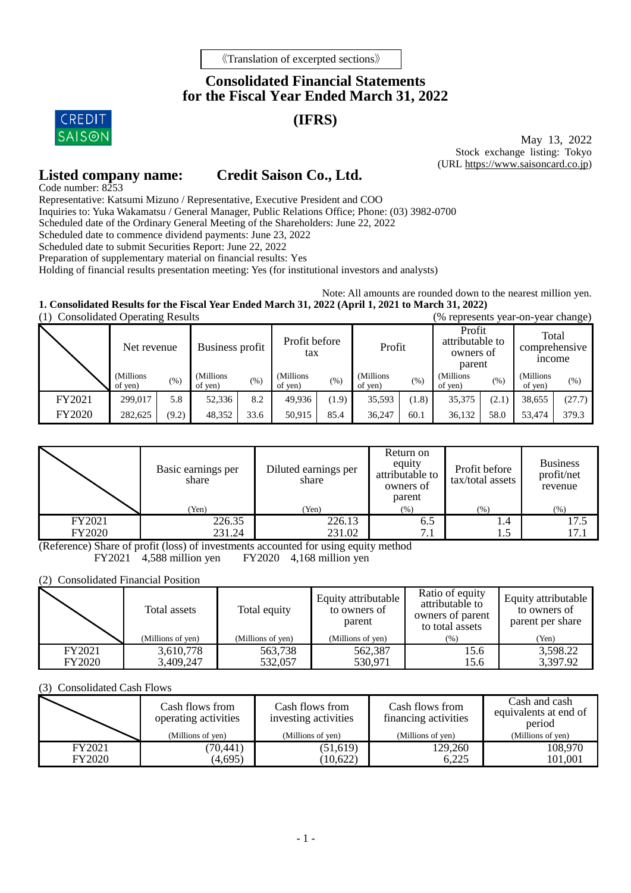《Translation of excerpted sections》

# Consolidated Financial Statements for the Fiscal Year Ended March 31, 2022

## (IFRS)

May 13, 2022
Stock exchange listing: Tokyo
(URL https://www.saisoncard.co.jp)

**Listed company name: Credit Saison Co., Ltd.**

Code number: 8253
Representative: Katsumi Mizuno / Representative, Executive President and COO
Inquiries to: Yuka Wakamatsu / General Manager, Public Relations Office; Phone: (03) 3982-0700
Scheduled date of the Ordinary General Meeting of the Shareholders: June 22, 2022
Scheduled date to commence dividend payments: June 23, 2022
Scheduled date to submit Securities Report: June 22, 2022
Preparation of supplementary material on financial results: Yes
Holding of financial results presentation meeting: Yes (for institutional investors and analysts)

Note: All amounts are rounded down to the nearest million yen.

### 1. Consolidated Results for the Fiscal Year Ended March 31, 2022 (April 1, 2021 to March 31, 2022)

(1) Consolidated Operating Results (% represents year-on-year change)

| | Net revenue | | Business profit | | Profit before tax | | Profit | | Profit attributable to owners of parent | | Total comprehensive income | |
|---|---|---|---|---|---|---|---|---|---|---|---|---|
| | (Millions of yen) | (%) | (Millions of yen) | (%) | (Millions of yen) | (%) | (Millions of yen) | (%) | (Millions of yen) | (%) | (Millions of yen) | (%) |
| FY2021 | 299,017 | 5.8 | 52,336 | 8.2 | 49,936 | (1.9) | 35,593 | (1.8) | 35,375 | (2.1) | 38,655 | (27.7) |
| FY2020 | 282,625 | (9.2) | 48,352 | 33.6 | 50,915 | 85.4 | 36,247 | 60.1 | 36,132 | 58.0 | 53,474 | 379.3 |

| | Basic earnings per share | Diluted earnings per share | Return on equity attributable to owners of parent | Profit before tax/total assets | Business profit/net revenue |
|---|---|---|---|---|---|
| | (Yen) | (Yen) | (%) | (%) | (%) |
| FY2021 | 226.35 | 226.13 | 6.5 | 1.4 | 17.5 |
| FY2020 | 231.24 | 231.02 | 7.1 | 1.5 | 17.1 |

(Reference) Share of profit (loss) of investments accounted for using equity method
FY2021 4,588 million yen FY2020 4,168 million yen

(2) Consolidated Financial Position

| | Total assets | Total equity | Equity attributable to owners of parent | Ratio of equity attributable to owners of parent to total assets | Equity attributable to owners of parent per share |
|---|---|---|---|---|---|
| | (Millions of yen) | (Millions of yen) | (Millions of yen) | (%) | (Yen) |
| FY2021 | 3,610,778 | 563,738 | 562,387 | 15.6 | 3,598.22 |
| FY2020 | 3,409,247 | 532,057 | 530,971 | 15.6 | 3,397.92 |

(3) Consolidated Cash Flows

| | Cash flows from operating activities | Cash flows from investing activities | Cash flows from financing activities | Cash and cash equivalents at end of period |
|---|---|---|---|---|
| | (Millions of yen) | (Millions of yen) | (Millions of yen) | (Millions of yen) |
| FY2021 | (70,441) | (51,619) | 129,260 | 108,970 |
| FY2020 | (4,695) | (10,622) | 6,225 | 101,001 |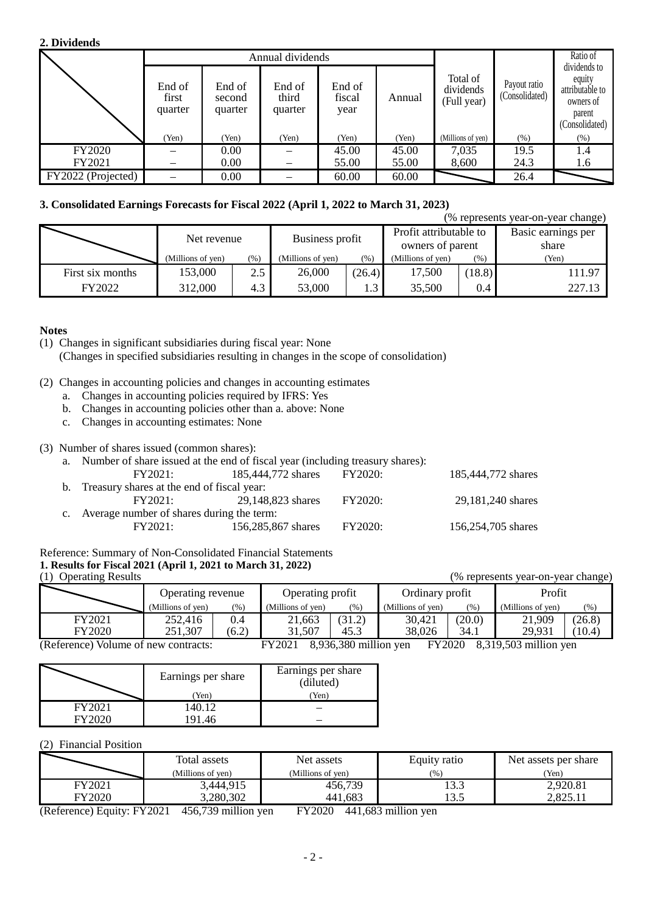## 2. Dividends

| | Annual dividends | | | | | Total of dividends (Full year) | Payout ratio (Consolidated) | Ratio of dividends to equity attributable to owners of parent (Consolidated) |
|---|---|---|---|---|---|---|---|---|
| | End of first quarter | End of second quarter | End of third quarter | End of fiscal year | Annual | | | |
| | (Yen) | (Yen) | (Yen) | (Yen) | (Yen) | (Millions of yen) | (%) | (%) |
| FY2020 | – | 0.00 | – | 45.00 | 45.00 | 7,035 | 19.5 | 1.4 |
| FY2021 | – | 0.00 | – | 55.00 | 55.00 | 8,600 | 24.3 | 1.6 |
| FY2022 (Projected) | – | 0.00 | – | 60.00 | 60.00 | | 26.4 | |

## 3. Consolidated Earnings Forecasts for Fiscal 2022 (April 1, 2022 to March 31, 2023)

(% represents year-on-year change)

| | Net revenue | | Business profit | | Profit attributable to owners of parent | | Basic earnings per share |
|---|---|---|---|---|---|---|---|
| | (Millions of yen) | (%) | (Millions of yen) | (%) | (Millions of yen) | (%) | (Yen) |
| First six months | 153,000 | 2.5 | 26,000 | (26.4) | 17,500 | (18.8) | 111.97 |
| FY2022 | 312,000 | 4.3 | 53,000 | 1.3 | 35,500 | 0.4 | 227.13 |

**Notes**

(1) Changes in significant subsidiaries during fiscal year: None
(Changes in specified subsidiaries resulting in changes in the scope of consolidation)

(2) Changes in accounting policies and changes in accounting estimates
  a. Changes in accounting policies required by IFRS: Yes
  b. Changes in accounting policies other than a. above: None
  c. Changes in accounting estimates: None

(3) Number of shares issued (common shares):
  a. Number of share issued at the end of fiscal year (including treasury shares):
    FY2021: 185,444,772 shares FY2020: 185,444,772 shares
  b. Treasury shares at the end of fiscal year:
    FY2021: 29,148,823 shares FY2020: 29,181,240 shares
  c. Average number of shares during the term:
    FY2021: 156,285,867 shares FY2020: 156,254,705 shares

Reference: Summary of Non-Consolidated Financial Statements

**1. Results for Fiscal 2021 (April 1, 2021 to March 31, 2022)**

(1) Operating Results

(% represents year-on-year change)

| | Operating revenue | | Operating profit | | Ordinary profit | | Profit | |
|---|---|---|---|---|---|---|---|---|
| | (Millions of yen) | (%) | (Millions of yen) | (%) | (Millions of yen) | (%) | (Millions of yen) | (%) |
| FY2021 | 252,416 | 0.4 | 21,663 | (31.2) | 30,421 | (20.0) | 21,909 | (26.8) |
| FY2020 | 251,307 | (6.2) | 31,507 | 45.3 | 38,026 | 34.1 | 29,931 | (10.4) |

(Reference) Volume of new contracts: FY2021 8,936,380 million yen FY2020 8,319,503 million yen

| | Earnings per share | Earnings per share (diluted) |
|---|---|---|
| | (Yen) | (Yen) |
| FY2021 | 140.12 | – |
| FY2020 | 191.46 | – |

(2) Financial Position

| | Total assets | Net assets | Equity ratio | Net assets per share |
|---|---|---|---|---|
| | (Millions of yen) | (Millions of yen) | (%) | (Yen) |
| FY2021 | 3,444,915 | 456,739 | 13.3 | 2,920.81 |
| FY2020 | 3,280,302 | 441,683 | 13.5 | 2,825.11 |

(Reference) Equity: FY2021 456,739 million yen FY2020 441,683 million yen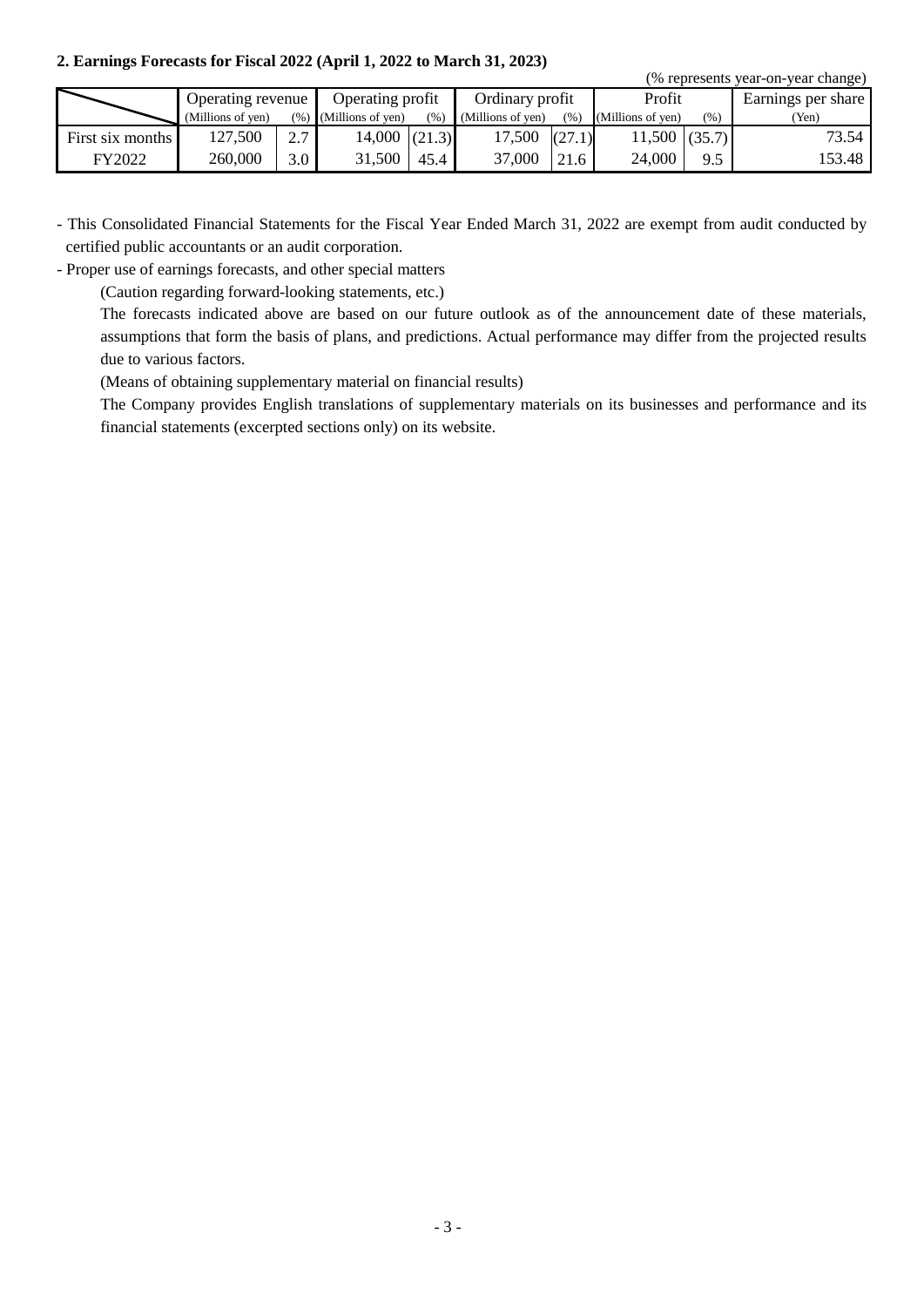### 2. Earnings Forecasts for Fiscal 2022 (April 1, 2022 to March 31, 2023)

(% represents year-on-year change)

| | Operating revenue | | Operating profit | | Ordinary profit | | Profit | | Earnings per share |
|---|---|---|---|---|---|---|---|---|---|
| | (Millions of yen) | (%) | (Millions of yen) | (%) | (Millions of yen) | (%) | (Millions of yen) | (%) | (Yen) |
| First six months | 127,500 | 2.7 | 14,000 | (21.3) | 17,500 | (27.1) | 11,500 | (35.7) | 73.54 |
| FY2022 | 260,000 | 3.0 | 31,500 | 45.4 | 37,000 | 21.6 | 24,000 | 9.5 | 153.48 |

- This Consolidated Financial Statements for the Fiscal Year Ended March 31, 2022 are exempt from audit conducted by certified public accountants or an audit corporation.
- Proper use of earnings forecasts, and other special matters

  (Caution regarding forward-looking statements, etc.)

  The forecasts indicated above are based on our future outlook as of the announcement date of these materials, assumptions that form the basis of plans, and predictions. Actual performance may differ from the projected results due to various factors.

  (Means of obtaining supplementary material on financial results)

  The Company provides English translations of supplementary materials on its businesses and performance and its financial statements (excerpted sections only) on its website.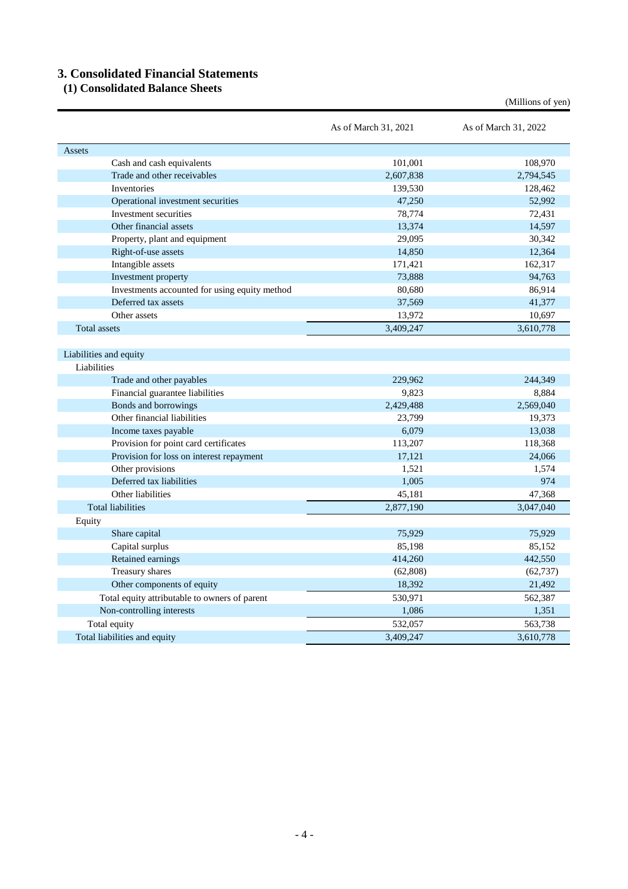## 3. Consolidated Financial Statements

### (1) Consolidated Balance Sheets

(Millions of yen)

| | As of March 31, 2021 | As of March 31, 2022 |
|---|---|---|
| Assets | | |
| Cash and cash equivalents | 101,001 | 108,970 |
| Trade and other receivables | 2,607,838 | 2,794,545 |
| Inventories | 139,530 | 128,462 |
| Operational investment securities | 47,250 | 52,992 |
| Investment securities | 78,774 | 72,431 |
| Other financial assets | 13,374 | 14,597 |
| Property, plant and equipment | 29,095 | 30,342 |
| Right-of-use assets | 14,850 | 12,364 |
| Intangible assets | 171,421 | 162,317 |
| Investment property | 73,888 | 94,763 |
| Investments accounted for using equity method | 80,680 | 86,914 |
| Deferred tax assets | 37,569 | 41,377 |
| Other assets | 13,972 | 10,697 |
| Total assets | 3,409,247 | 3,610,778 |
| | | |
| Liabilities and equity | | |
| Liabilities | | |
| Trade and other payables | 229,962 | 244,349 |
| Financial guarantee liabilities | 9,823 | 8,884 |
| Bonds and borrowings | 2,429,488 | 2,569,040 |
| Other financial liabilities | 23,799 | 19,373 |
| Income taxes payable | 6,079 | 13,038 |
| Provision for point card certificates | 113,207 | 118,368 |
| Provision for loss on interest repayment | 17,121 | 24,066 |
| Other provisions | 1,521 | 1,574 |
| Deferred tax liabilities | 1,005 | 974 |
| Other liabilities | 45,181 | 47,368 |
| Total liabilities | 2,877,190 | 3,047,040 |
| Equity | | |
| Share capital | 75,929 | 75,929 |
| Capital surplus | 85,198 | 85,152 |
| Retained earnings | 414,260 | 442,550 |
| Treasury shares | (62,808) | (62,737) |
| Other components of equity | 18,392 | 21,492 |
| Total equity attributable to owners of parent | 530,971 | 562,387 |
| Non-controlling interests | 1,086 | 1,351 |
| Total equity | 532,057 | 563,738 |
| Total liabilities and equity | 3,409,247 | 3,610,778 |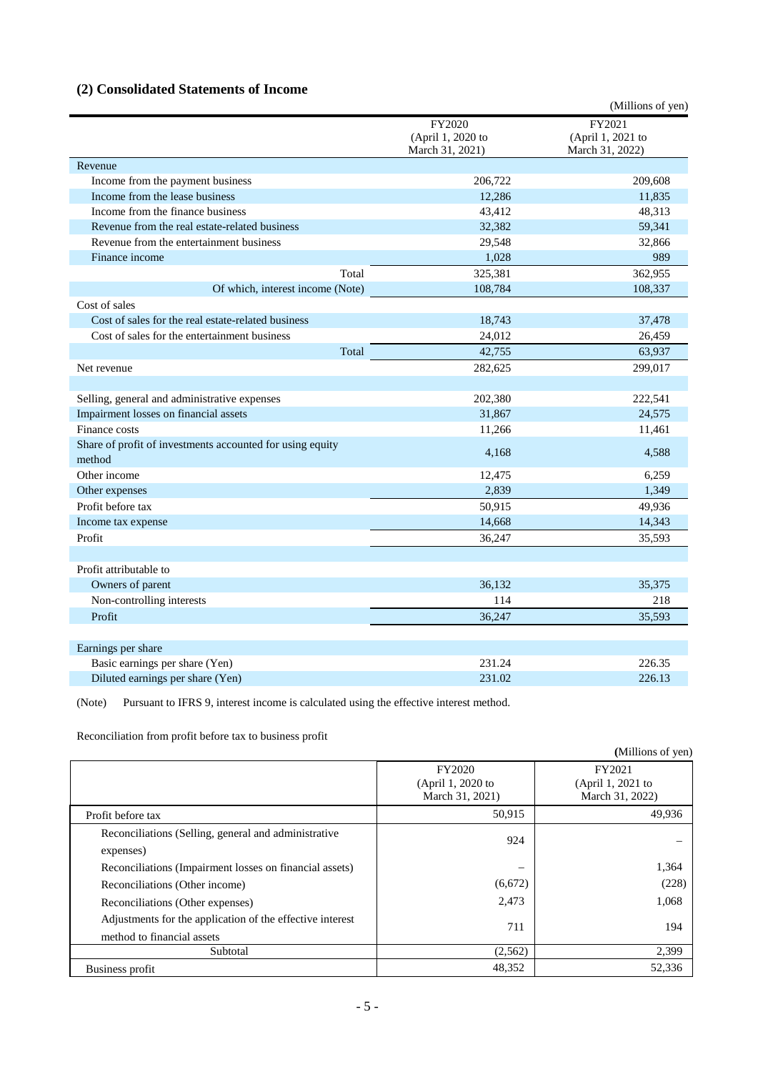## (2) Consolidated Statements of Income

(Millions of yen)

| | FY2020 (April 1, 2020 to March 31, 2021) | FY2021 (April 1, 2021 to March 31, 2022) |
|---|---|---|
| Revenue | | |
| Income from the payment business | 206,722 | 209,608 |
| Income from the lease business | 12,286 | 11,835 |
| Income from the finance business | 43,412 | 48,313 |
| Revenue from the real estate-related business | 32,382 | 59,341 |
| Revenue from the entertainment business | 29,548 | 32,866 |
| Finance income | 1,028 | 989 |
| Total | 325,381 | 362,955 |
| Of which, interest income (Note) | 108,784 | 108,337 |
| Cost of sales | | |
| Cost of sales for the real estate-related business | 18,743 | 37,478 |
| Cost of sales for the entertainment business | 24,012 | 26,459 |
| Total | 42,755 | 63,937 |
| Net revenue | 282,625 | 299,017 |
| | | |
| Selling, general and administrative expenses | 202,380 | 222,541 |
| Impairment losses on financial assets | 31,867 | 24,575 |
| Finance costs | 11,266 | 11,461 |
| Share of profit of investments accounted for using equity method | 4,168 | 4,588 |
| Other income | 12,475 | 6,259 |
| Other expenses | 2,839 | 1,349 |
| Profit before tax | 50,915 | 49,936 |
| Income tax expense | 14,668 | 14,343 |
| Profit | 36,247 | 35,593 |
| | | |
| Profit attributable to | | |
| Owners of parent | 36,132 | 35,375 |
| Non-controlling interests | 114 | 218 |
| Profit | 36,247 | 35,593 |
| | | |
| Earnings per share | | |
| Basic earnings per share (Yen) | 231.24 | 226.35 |
| Diluted earnings per share (Yen) | 231.02 | 226.13 |

(Note) Pursuant to IFRS 9, interest income is calculated using the effective interest method.

Reconciliation from profit before tax to business profit

(Millions of yen)

| | FY2020 (April 1, 2020 to March 31, 2021) | FY2021 (April 1, 2021 to March 31, 2022) |
|---|---|---|
| Profit before tax | 50,915 | 49,936 |
| Reconciliations (Selling, general and administrative expenses) | 924 | – |
| Reconciliations (Impairment losses on financial assets) | – | 1,364 |
| Reconciliations (Other income) | (6,672) | (228) |
| Reconciliations (Other expenses) | 2,473 | 1,068 |
| Adjustments for the application of the effective interest method to financial assets | 711 | 194 |
| Subtotal | (2,562) | 2,399 |
| Business profit | 48,352 | 52,336 |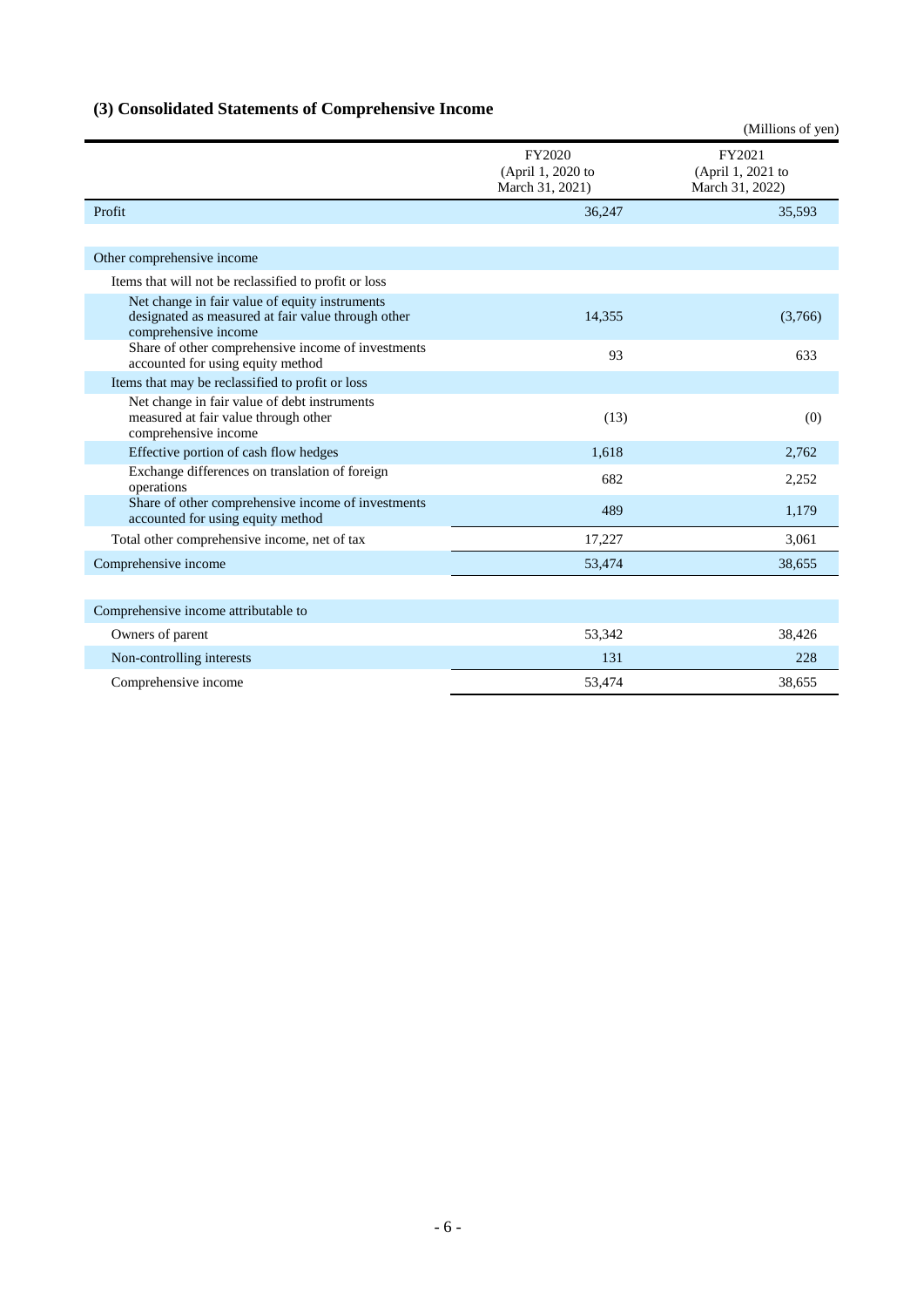### (3) Consolidated Statements of Comprehensive Income

(Millions of yen)

| | FY2020 (April 1, 2020 to March 31, 2021) | FY2021 (April 1, 2021 to March 31, 2022) |
|---|---|---|
| Profit | 36,247 | 35,593 |
| | | |
| Other comprehensive income | | |
| Items that will not be reclassified to profit or loss | | |
| Net change in fair value of equity instruments designated as measured at fair value through other comprehensive income | 14,355 | (3,766) |
| Share of other comprehensive income of investments accounted for using equity method | 93 | 633 |
| Items that may be reclassified to profit or loss | | |
| Net change in fair value of debt instruments measured at fair value through other comprehensive income | (13) | (0) |
| Effective portion of cash flow hedges | 1,618 | 2,762 |
| Exchange differences on translation of foreign operations | 682 | 2,252 |
| Share of other comprehensive income of investments accounted for using equity method | 489 | 1,179 |
| Total other comprehensive income, net of tax | 17,227 | 3,061 |
| Comprehensive income | 53,474 | 38,655 |
| | | |
| Comprehensive income attributable to | | |
| Owners of parent | 53,342 | 38,426 |
| Non-controlling interests | 131 | 228 |
| Comprehensive income | 53,474 | 38,655 |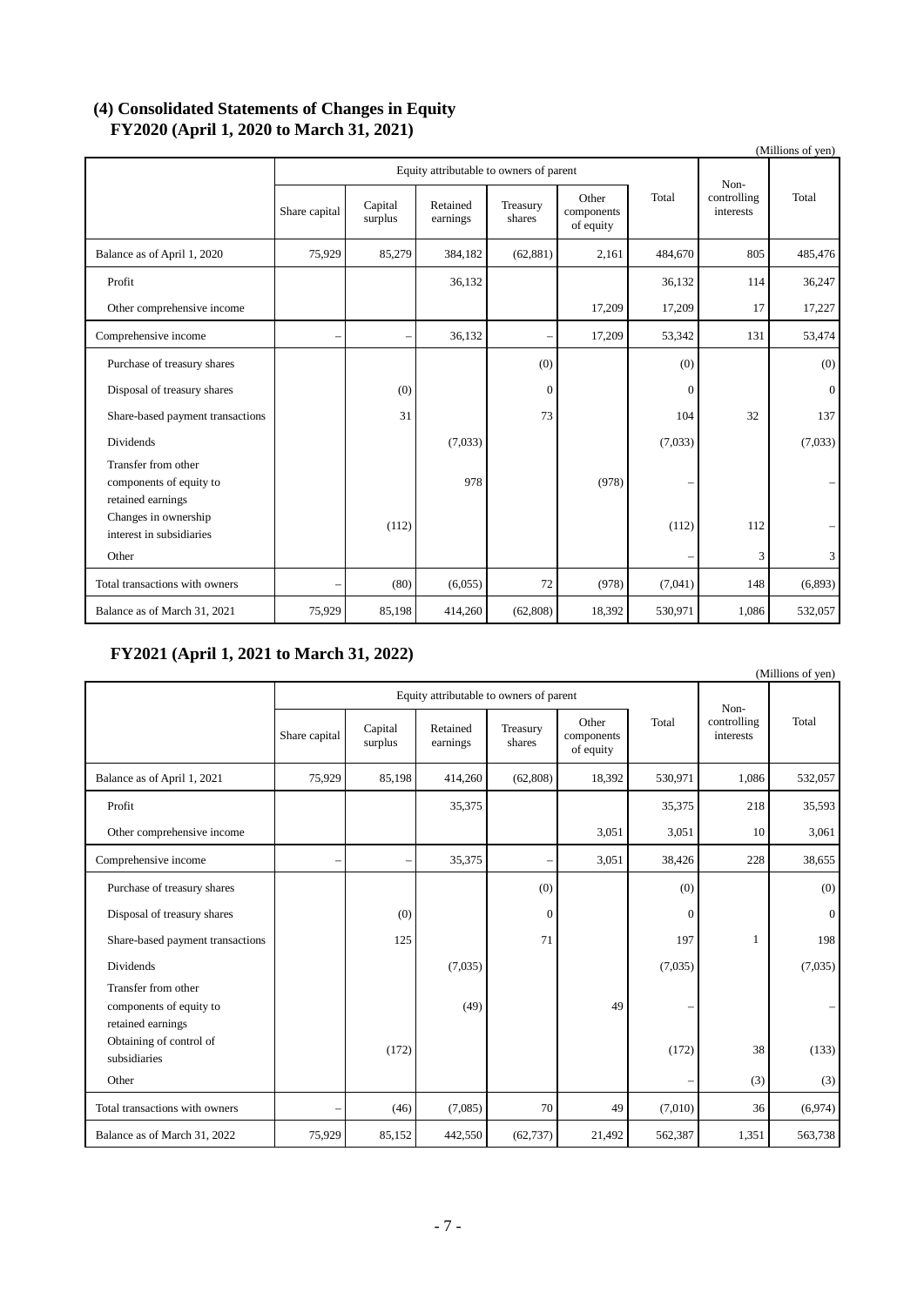## (4) Consolidated Statements of Changes in Equity

### FY2020 (April 1, 2020 to March 31, 2021)

(Millions of yen)

| | Equity attributable to owners of parent | | | | | | Non-controlling interests | Total |
|---|---|---|---|---|---|---|---|---|
| | Share capital | Capital surplus | Retained earnings | Treasury shares | Other components of equity | Total | | |
| Balance as of April 1, 2020 | 75,929 | 85,279 | 384,182 | (62,881) | 2,161 | 484,670 | 805 | 485,476 |
| Profit | | | 36,132 | | | 36,132 | 114 | 36,247 |
| Other comprehensive income | | | | | 17,209 | 17,209 | 17 | 17,227 |
| Comprehensive income | – | – | 36,132 | – | 17,209 | 53,342 | 131 | 53,474 |
| Purchase of treasury shares | | | | (0) | | (0) | | (0) |
| Disposal of treasury shares | | (0) | | 0 | | 0 | | 0 |
| Share-based payment transactions | | 31 | | 73 | | 104 | 32 | 137 |
| Dividends | | | (7,033) | | | (7,033) | | (7,033) |
| Transfer from other components of equity to retained earnings | | | 978 | | (978) | – | | – |
| Changes in ownership interest in subsidiaries | | (112) | | | | (112) | 112 | – |
| Other | | | | | | – | 3 | 3 |
| Total transactions with owners | – | (80) | (6,055) | 72 | (978) | (7,041) | 148 | (6,893) |
| Balance as of March 31, 2021 | 75,929 | 85,198 | 414,260 | (62,808) | 18,392 | 530,971 | 1,086 | 532,057 |

### FY2021 (April 1, 2021 to March 31, 2022)

(Millions of yen)

| | Equity attributable to owners of parent | | | | | | Non-controlling interests | Total |
|---|---|---|---|---|---|---|---|---|
| | Share capital | Capital surplus | Retained earnings | Treasury shares | Other components of equity | Total | | |
| Balance as of April 1, 2021 | 75,929 | 85,198 | 414,260 | (62,808) | 18,392 | 530,971 | 1,086 | 532,057 |
| Profit | | | 35,375 | | | 35,375 | 218 | 35,593 |
| Other comprehensive income | | | | | 3,051 | 3,051 | 10 | 3,061 |
| Comprehensive income | – | – | 35,375 | – | 3,051 | 38,426 | 228 | 38,655 |
| Purchase of treasury shares | | | | (0) | | (0) | | (0) |
| Disposal of treasury shares | | (0) | | 0 | | 0 | | 0 |
| Share-based payment transactions | | 125 | | 71 | | 197 | 1 | 198 |
| Dividends | | | (7,035) | | | (7,035) | | (7,035) |
| Transfer from other components of equity to retained earnings | | | (49) | | 49 | – | | – |
| Obtaining of control of subsidiaries | | (172) | | | | (172) | 38 | (133) |
| Other | | | | | | – | (3) | (3) |
| Total transactions with owners | – | (46) | (7,085) | 70 | 49 | (7,010) | 36 | (6,974) |
| Balance as of March 31, 2022 | 75,929 | 85,152 | 442,550 | (62,737) | 21,492 | 562,387 | 1,351 | 563,738 |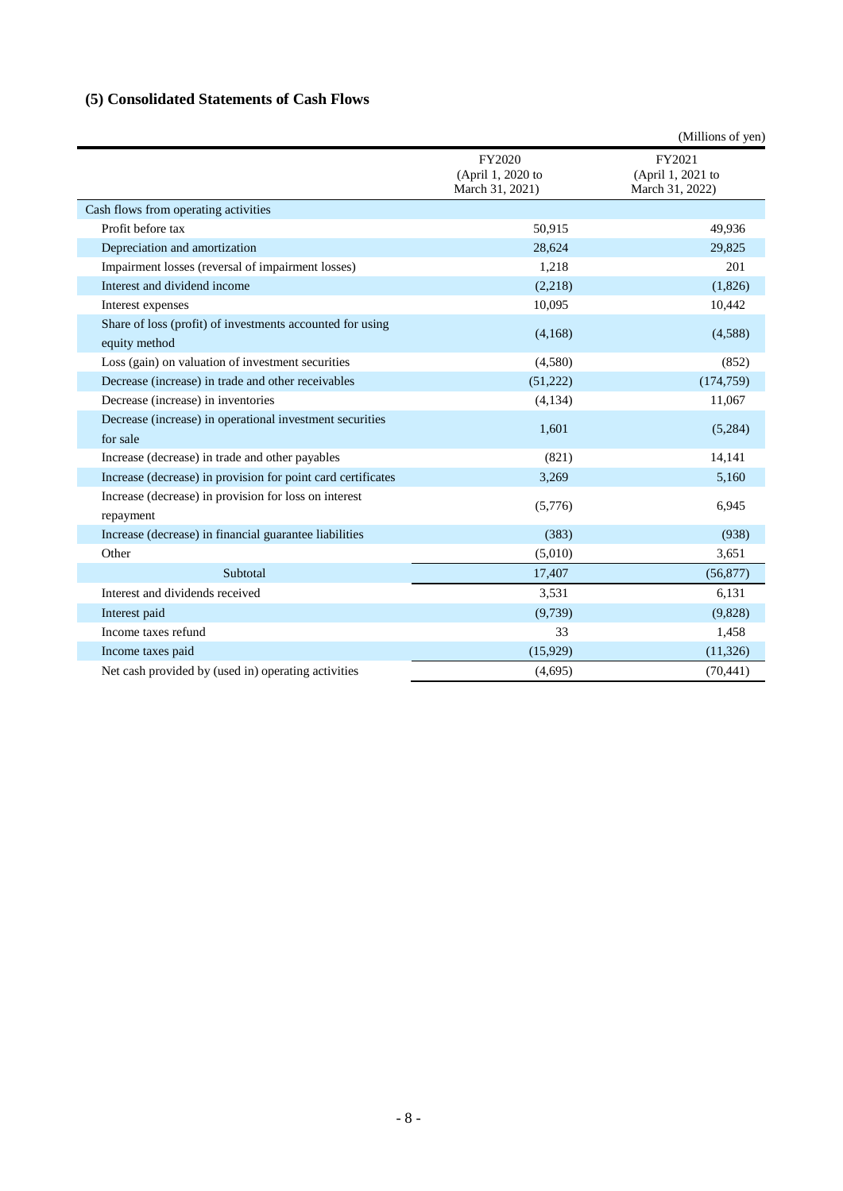### (5) Consolidated Statements of Cash Flows

(Millions of yen)

| | FY2020 (April 1, 2020 to March 31, 2021) | FY2021 (April 1, 2021 to March 31, 2022) |
|---|---|---|
| Cash flows from operating activities | | |
| Profit before tax | 50,915 | 49,936 |
| Depreciation and amortization | 28,624 | 29,825 |
| Impairment losses (reversal of impairment losses) | 1,218 | 201 |
| Interest and dividend income | (2,218) | (1,826) |
| Interest expenses | 10,095 | 10,442 |
| Share of loss (profit) of investments accounted for using equity method | (4,168) | (4,588) |
| Loss (gain) on valuation of investment securities | (4,580) | (852) |
| Decrease (increase) in trade and other receivables | (51,222) | (174,759) |
| Decrease (increase) in inventories | (4,134) | 11,067 |
| Decrease (increase) in operational investment securities for sale | 1,601 | (5,284) |
| Increase (decrease) in trade and other payables | (821) | 14,141 |
| Increase (decrease) in provision for point card certificates | 3,269 | 5,160 |
| Increase (decrease) in provision for loss on interest repayment | (5,776) | 6,945 |
| Increase (decrease) in financial guarantee liabilities | (383) | (938) |
| Other | (5,010) | 3,651 |
| Subtotal | 17,407 | (56,877) |
| Interest and dividends received | 3,531 | 6,131 |
| Interest paid | (9,739) | (9,828) |
| Income taxes refund | 33 | 1,458 |
| Income taxes paid | (15,929) | (11,326) |
| Net cash provided by (used in) operating activities | (4,695) | (70,441) |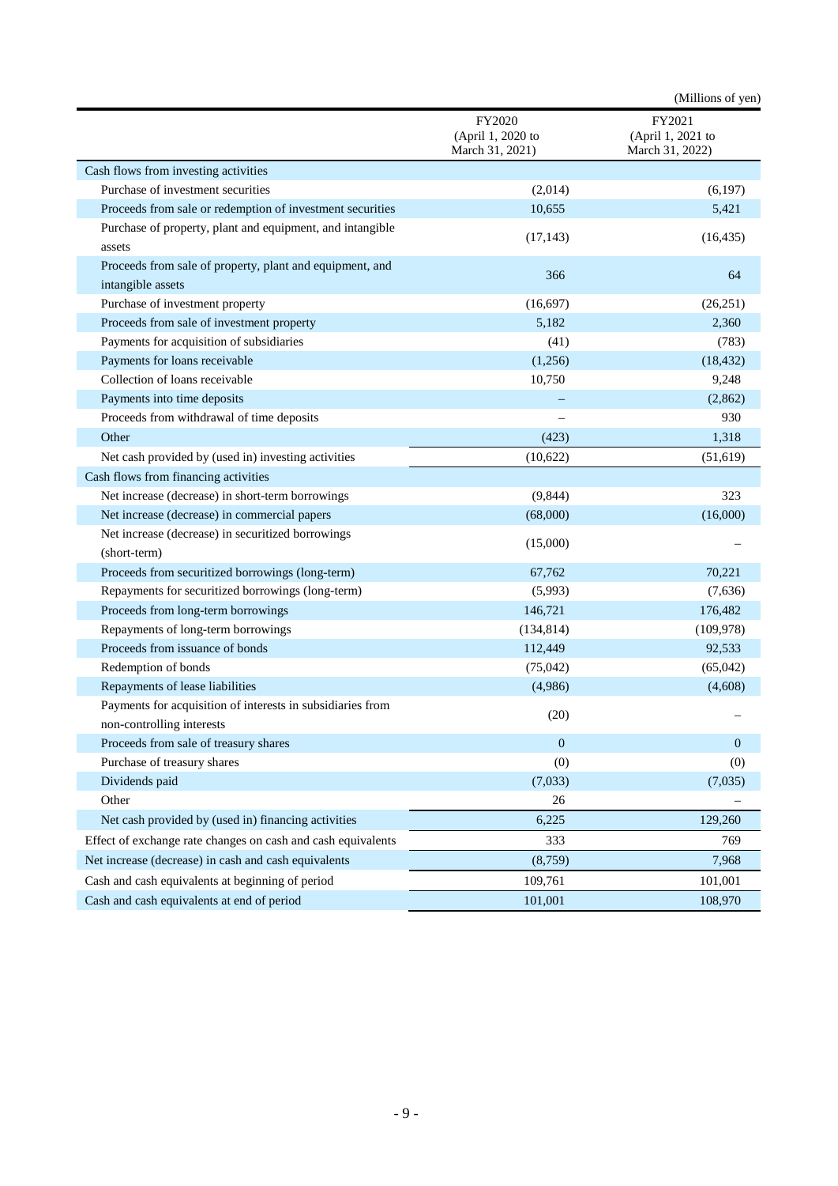(Millions of yen)

| | FY2020 (April 1, 2020 to March 31, 2021) | FY2021 (April 1, 2021 to March 31, 2022) |
|---|---|---|
| Cash flows from investing activities | | |
| Purchase of investment securities | (2,014) | (6,197) |
| Proceeds from sale or redemption of investment securities | 10,655 | 5,421 |
| Purchase of property, plant and equipment, and intangible assets | (17,143) | (16,435) |
| Proceeds from sale of property, plant and equipment, and intangible assets | 366 | 64 |
| Purchase of investment property | (16,697) | (26,251) |
| Proceeds from sale of investment property | 5,182 | 2,360 |
| Payments for acquisition of subsidiaries | (41) | (783) |
| Payments for loans receivable | (1,256) | (18,432) |
| Collection of loans receivable | 10,750 | 9,248 |
| Payments into time deposits | – | (2,862) |
| Proceeds from withdrawal of time deposits | – | 930 |
| Other | (423) | 1,318 |
| Net cash provided by (used in) investing activities | (10,622) | (51,619) |
| Cash flows from financing activities | | |
| Net increase (decrease) in short-term borrowings | (9,844) | 323 |
| Net increase (decrease) in commercial papers | (68,000) | (16,000) |
| Net increase (decrease) in securitized borrowings (short-term) | (15,000) | – |
| Proceeds from securitized borrowings (long-term) | 67,762 | 70,221 |
| Repayments for securitized borrowings (long-term) | (5,993) | (7,636) |
| Proceeds from long-term borrowings | 146,721 | 176,482 |
| Repayments of long-term borrowings | (134,814) | (109,978) |
| Proceeds from issuance of bonds | 112,449 | 92,533 |
| Redemption of bonds | (75,042) | (65,042) |
| Repayments of lease liabilities | (4,986) | (4,608) |
| Payments for acquisition of interests in subsidiaries from non-controlling interests | (20) | – |
| Proceeds from sale of treasury shares | 0 | 0 |
| Purchase of treasury shares | (0) | (0) |
| Dividends paid | (7,033) | (7,035) |
| Other | 26 | – |
| Net cash provided by (used in) financing activities | 6,225 | 129,260 |
| Effect of exchange rate changes on cash and cash equivalents | 333 | 769 |
| Net increase (decrease) in cash and cash equivalents | (8,759) | 7,968 |
| Cash and cash equivalents at beginning of period | 109,761 | 101,001 |
| Cash and cash equivalents at end of period | 101,001 | 108,970 |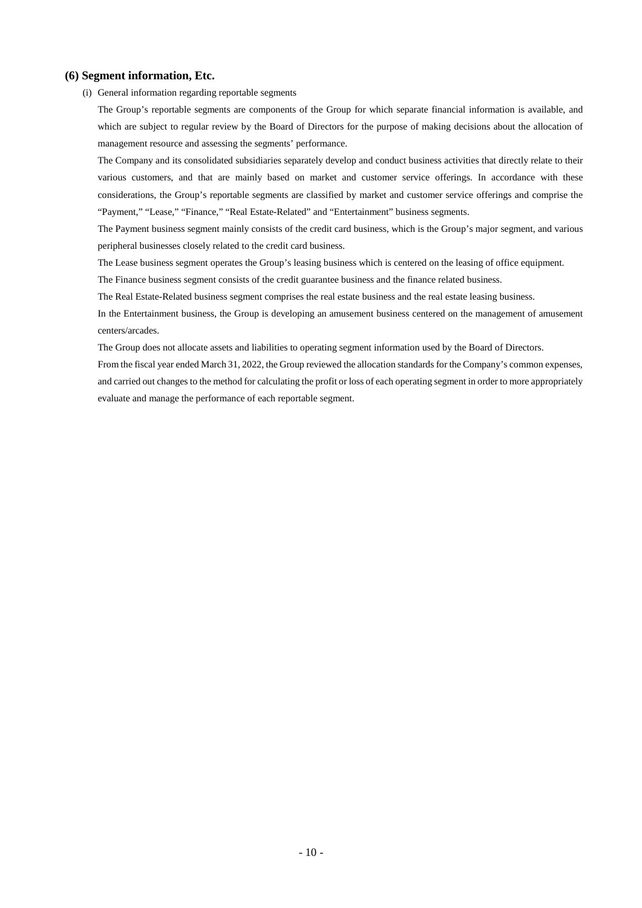## (6) Segment information, Etc.

(i) General information regarding reportable segments

The Group's reportable segments are components of the Group for which separate financial information is available, and which are subject to regular review by the Board of Directors for the purpose of making decisions about the allocation of management resource and assessing the segments' performance.

The Company and its consolidated subsidiaries separately develop and conduct business activities that directly relate to their various customers, and that are mainly based on market and customer service offerings. In accordance with these considerations, the Group's reportable segments are classified by market and customer service offerings and comprise the "Payment," "Lease," "Finance," "Real Estate-Related" and "Entertainment" business segments.

The Payment business segment mainly consists of the credit card business, which is the Group's major segment, and various peripheral businesses closely related to the credit card business.

The Lease business segment operates the Group's leasing business which is centered on the leasing of office equipment.

The Finance business segment consists of the credit guarantee business and the finance related business.

The Real Estate-Related business segment comprises the real estate business and the real estate leasing business.

In the Entertainment business, the Group is developing an amusement business centered on the management of amusement centers/arcades.

The Group does not allocate assets and liabilities to operating segment information used by the Board of Directors.

From the fiscal year ended March 31, 2022, the Group reviewed the allocation standards for the Company's common expenses, and carried out changes to the method for calculating the profit or loss of each operating segment in order to more appropriately evaluate and manage the performance of each reportable segment.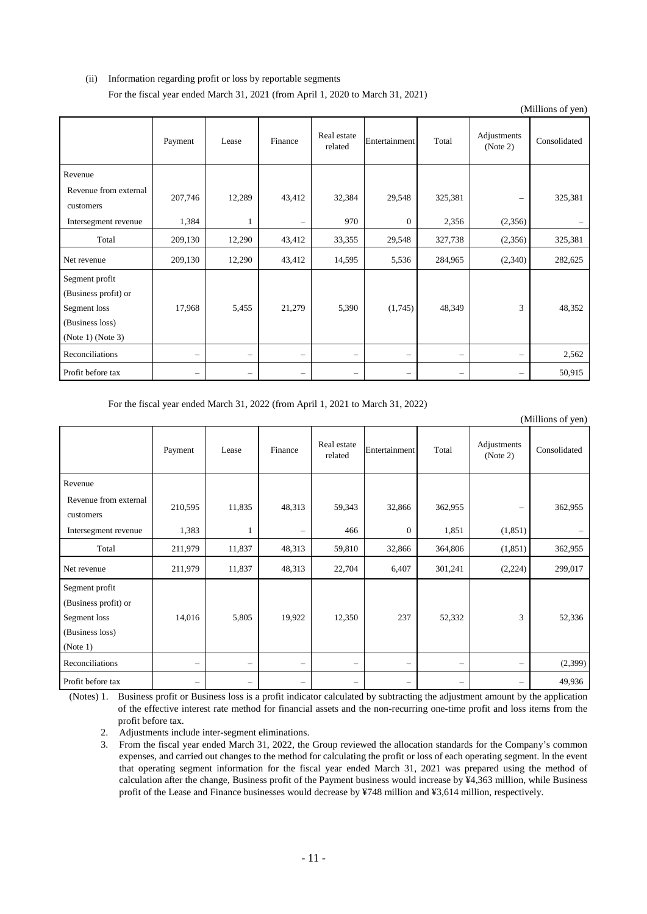(ii) Information regarding profit or loss by reportable segments

For the fiscal year ended March 31, 2021 (from April 1, 2020 to March 31, 2021)

(Millions of yen)

| | Payment | Lease | Finance | Real estate related | Entertainment | Total | Adjustments (Note 2) | Consolidated |
|---|---|---|---|---|---|---|---|---|
| Revenue | | | | | | | | |
| Revenue from external customers | 207,746 | 12,289 | 43,412 | 32,384 | 29,548 | 325,381 | – | 325,381 |
| Intersegment revenue | 1,384 | 1 | – | 970 | 0 | 2,356 | (2,356) | – |
| Total | 209,130 | 12,290 | 43,412 | 33,355 | 29,548 | 327,738 | (2,356) | 325,381 |
| Net revenue | 209,130 | 12,290 | 43,412 | 14,595 | 5,536 | 284,965 | (2,340) | 282,625 |
| Segment profit (Business profit) or Segment loss (Business loss) (Note 1) (Note 3) | 17,968 | 5,455 | 21,279 | 5,390 | (1,745) | 48,349 | 3 | 48,352 |
| Reconciliations | – | – | – | – | – | – | – | 2,562 |
| Profit before tax | – | – | – | – | – | – | – | 50,915 |

For the fiscal year ended March 31, 2022 (from April 1, 2021 to March 31, 2022)

(Millions of yen)

| | Payment | Lease | Finance | Real estate related | Entertainment | Total | Adjustments (Note 2) | Consolidated |
|---|---|---|---|---|---|---|---|---|
| Revenue | | | | | | | | |
| Revenue from external customers | 210,595 | 11,835 | 48,313 | 59,343 | 32,866 | 362,955 | – | 362,955 |
| Intersegment revenue | 1,383 | 1 | – | 466 | 0 | 1,851 | (1,851) | – |
| Total | 211,979 | 11,837 | 48,313 | 59,810 | 32,866 | 364,806 | (1,851) | 362,955 |
| Net revenue | 211,979 | 11,837 | 48,313 | 22,704 | 6,407 | 301,241 | (2,224) | 299,017 |
| Segment profit (Business profit) or Segment loss (Business loss) (Note 1) | 14,016 | 5,805 | 19,922 | 12,350 | 237 | 52,332 | 3 | 52,336 |
| Reconciliations | – | – | – | – | – | – | – | (2,399) |
| Profit before tax | – | – | – | – | – | – | – | 49,936 |

(Notes) 1. Business profit or Business loss is a profit indicator calculated by subtracting the adjustment amount by the application of the effective interest rate method for financial assets and the non-recurring one-time profit and loss items from the profit before tax.

2. Adjustments include inter-segment eliminations.

3. From the fiscal year ended March 31, 2022, the Group reviewed the allocation standards for the Company's common expenses, and carried out changes to the method for calculating the profit or loss of each operating segment. In the event that operating segment information for the fiscal year ended March 31, 2021 was prepared using the method of calculation after the change, Business profit of the Payment business would increase by ¥4,363 million, while Business profit of the Lease and Finance businesses would decrease by ¥748 million and ¥3,614 million, respectively.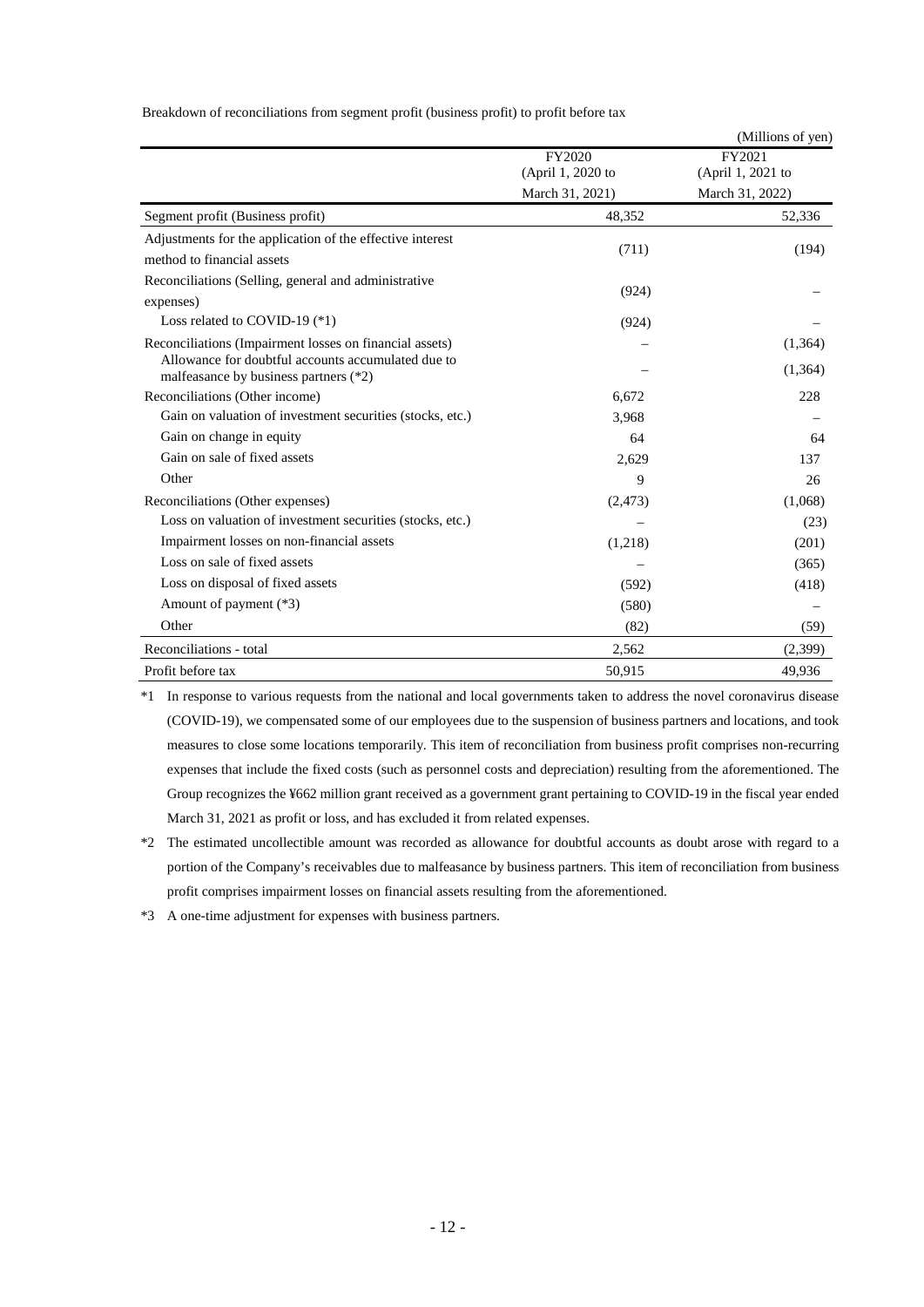Breakdown of reconciliations from segment profit (business profit) to profit before tax

(Millions of yen)

| | FY2020 (April 1, 2020 to March 31, 2021) | FY2021 (April 1, 2021 to March 31, 2022) |
|---|---|---|
| Segment profit (Business profit) | 48,352 | 52,336 |
| Adjustments for the application of the effective interest method to financial assets | (711) | (194) |
| Reconciliations (Selling, general and administrative expenses) | (924) | – |
| Loss related to COVID-19 (*1) | (924) | – |
| Reconciliations (Impairment losses on financial assets) | – | (1,364) |
| Allowance for doubtful accounts accumulated due to malfeasance by business partners (*2) | – | (1,364) |
| Reconciliations (Other income) | 6,672 | 228 |
| Gain on valuation of investment securities (stocks, etc.) | 3,968 | – |
| Gain on change in equity | 64 | 64 |
| Gain on sale of fixed assets | 2,629 | 137 |
| Other | 9 | 26 |
| Reconciliations (Other expenses) | (2,473) | (1,068) |
| Loss on valuation of investment securities (stocks, etc.) | – | (23) |
| Impairment losses on non-financial assets | (1,218) | (201) |
| Loss on sale of fixed assets | – | (365) |
| Loss on disposal of fixed assets | (592) | (418) |
| Amount of payment (*3) | (580) | – |
| Other | (82) | (59) |
| Reconciliations - total | 2,562 | (2,399) |
| Profit before tax | 50,915 | 49,936 |

*1 In response to various requests from the national and local governments taken to address the novel coronavirus disease (COVID-19), we compensated some of our employees due to the suspension of business partners and locations, and took measures to close some locations temporarily. This item of reconciliation from business profit comprises non-recurring expenses that include the fixed costs (such as personnel costs and depreciation) resulting from the aforementioned. The Group recognizes the ¥662 million grant received as a government grant pertaining to COVID-19 in the fiscal year ended March 31, 2021 as profit or loss, and has excluded it from related expenses.

*2 The estimated uncollectible amount was recorded as allowance for doubtful accounts as doubt arose with regard to a portion of the Company's receivables due to malfeasance by business partners. This item of reconciliation from business profit comprises impairment losses on financial assets resulting from the aforementioned.

*3 A one-time adjustment for expenses with business partners.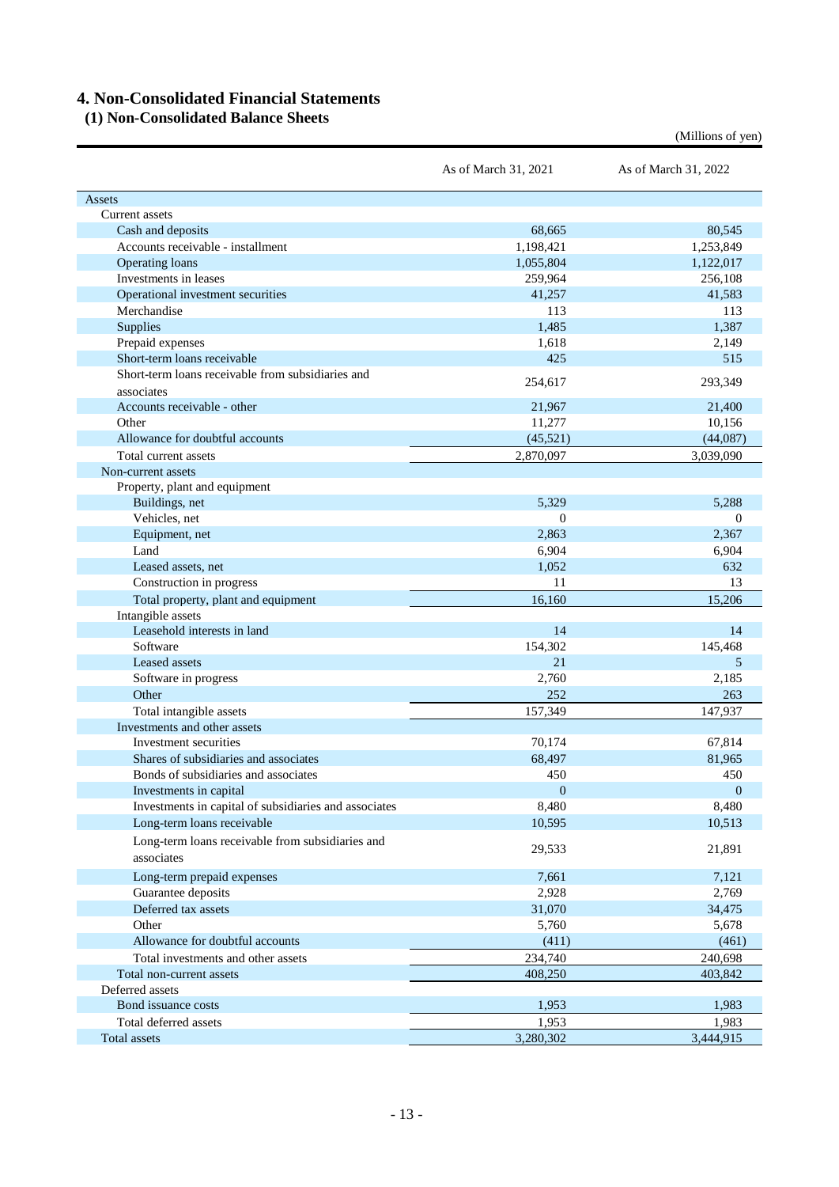# 4. Non-Consolidated Financial Statements

## (1) Non-Consolidated Balance Sheets

(Millions of yen)

| | As of March 31, 2021 | As of March 31, 2022 |
|---|---|---|
| Assets | | |
| Current assets | | |
| Cash and deposits | 68,665 | 80,545 |
| Accounts receivable - installment | 1,198,421 | 1,253,849 |
| Operating loans | 1,055,804 | 1,122,017 |
| Investments in leases | 259,964 | 256,108 |
| Operational investment securities | 41,257 | 41,583 |
| Merchandise | 113 | 113 |
| Supplies | 1,485 | 1,387 |
| Prepaid expenses | 1,618 | 2,149 |
| Short-term loans receivable | 425 | 515 |
| Short-term loans receivable from subsidiaries and associates | 254,617 | 293,349 |
| Accounts receivable - other | 21,967 | 21,400 |
| Other | 11,277 | 10,156 |
| Allowance for doubtful accounts | (45,521) | (44,087) |
| Total current assets | 2,870,097 | 3,039,090 |
| Non-current assets | | |
| Property, plant and equipment | | |
| Buildings, net | 5,329 | 5,288 |
| Vehicles, net | 0 | 0 |
| Equipment, net | 2,863 | 2,367 |
| Land | 6,904 | 6,904 |
| Leased assets, net | 1,052 | 632 |
| Construction in progress | 11 | 13 |
| Total property, plant and equipment | 16,160 | 15,206 |
| Intangible assets | | |
| Leasehold interests in land | 14 | 14 |
| Software | 154,302 | 145,468 |
| Leased assets | 21 | 5 |
| Software in progress | 2,760 | 2,185 |
| Other | 252 | 263 |
| Total intangible assets | 157,349 | 147,937 |
| Investments and other assets | | |
| Investment securities | 70,174 | 67,814 |
| Shares of subsidiaries and associates | 68,497 | 81,965 |
| Bonds of subsidiaries and associates | 450 | 450 |
| Investments in capital | 0 | 0 |
| Investments in capital of subsidiaries and associates | 8,480 | 8,480 |
| Long-term loans receivable | 10,595 | 10,513 |
| Long-term loans receivable from subsidiaries and associates | 29,533 | 21,891 |
| Long-term prepaid expenses | 7,661 | 7,121 |
| Guarantee deposits | 2,928 | 2,769 |
| Deferred tax assets | 31,070 | 34,475 |
| Other | 5,760 | 5,678 |
| Allowance for doubtful accounts | (411) | (461) |
| Total investments and other assets | 234,740 | 240,698 |
| Total non-current assets | 408,250 | 403,842 |
| Deferred assets | | |
| Bond issuance costs | 1,953 | 1,983 |
| Total deferred assets | 1,953 | 1,983 |
| Total assets | 3,280,302 | 3,444,915 |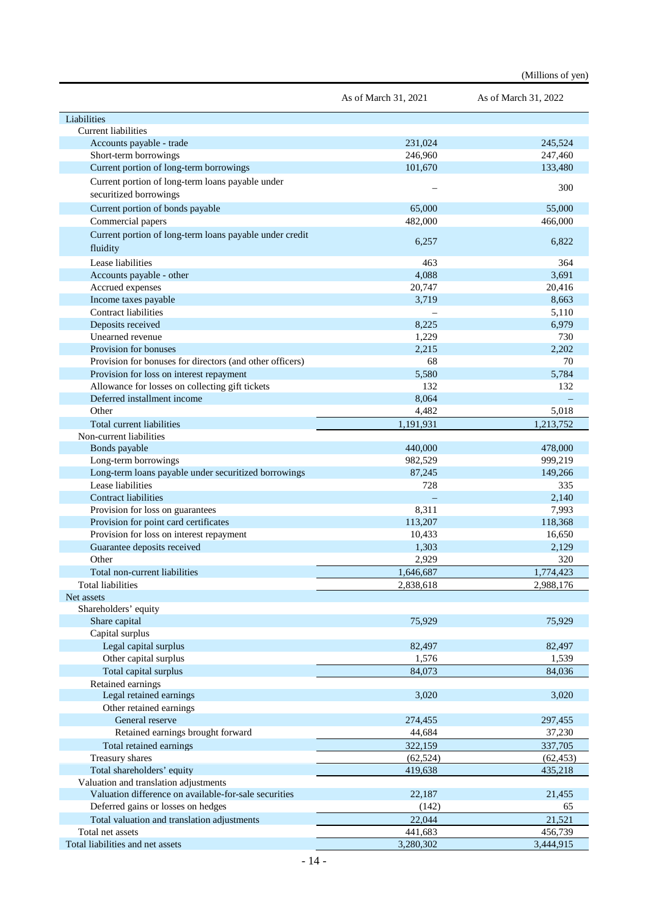(Millions of yen)

| | As of March 31, 2021 | As of March 31, 2022 |
|---|---|---|
| Liabilities | | |
| Current liabilities | | |
| Accounts payable - trade | 231,024 | 245,524 |
| Short-term borrowings | 246,960 | 247,460 |
| Current portion of long-term borrowings | 101,670 | 133,480 |
| Current portion of long-term loans payable under securitized borrowings | – | 300 |
| Current portion of bonds payable | 65,000 | 55,000 |
| Commercial papers | 482,000 | 466,000 |
| Current portion of long-term loans payable under credit fluidity | 6,257 | 6,822 |
| Lease liabilities | 463 | 364 |
| Accounts payable - other | 4,088 | 3,691 |
| Accrued expenses | 20,747 | 20,416 |
| Income taxes payable | 3,719 | 8,663 |
| Contract liabilities | – | 5,110 |
| Deposits received | 8,225 | 6,979 |
| Unearned revenue | 1,229 | 730 |
| Provision for bonuses | 2,215 | 2,202 |
| Provision for bonuses for directors (and other officers) | 68 | 70 |
| Provision for loss on interest repayment | 5,580 | 5,784 |
| Allowance for losses on collecting gift tickets | 132 | 132 |
| Deferred installment income | 8,064 | – |
| Other | 4,482 | 5,018 |
| Total current liabilities | 1,191,931 | 1,213,752 |
| Non-current liabilities | | |
| Bonds payable | 440,000 | 478,000 |
| Long-term borrowings | 982,529 | 999,219 |
| Long-term loans payable under securitized borrowings | 87,245 | 149,266 |
| Lease liabilities | 728 | 335 |
| Contract liabilities | – | 2,140 |
| Provision for loss on guarantees | 8,311 | 7,993 |
| Provision for point card certificates | 113,207 | 118,368 |
| Provision for loss on interest repayment | 10,433 | 16,650 |
| Guarantee deposits received | 1,303 | 2,129 |
| Other | 2,929 | 320 |
| Total non-current liabilities | 1,646,687 | 1,774,423 |
| Total liabilities | 2,838,618 | 2,988,176 |
| Net assets | | |
| Shareholders' equity | | |
| Share capital | 75,929 | 75,929 |
| Capital surplus | | |
| Legal capital surplus | 82,497 | 82,497 |
| Other capital surplus | 1,576 | 1,539 |
| Total capital surplus | 84,073 | 84,036 |
| Retained earnings | | |
| Legal retained earnings | 3,020 | 3,020 |
| Other retained earnings | | |
| General reserve | 274,455 | 297,455 |
| Retained earnings brought forward | 44,684 | 37,230 |
| Total retained earnings | 322,159 | 337,705 |
| Treasury shares | (62,524) | (62,453) |
| Total shareholders' equity | 419,638 | 435,218 |
| Valuation and translation adjustments | | |
| Valuation difference on available-for-sale securities | 22,187 | 21,455 |
| Deferred gains or losses on hedges | (142) | 65 |
| Total valuation and translation adjustments | 22,044 | 21,521 |
| Total net assets | 441,683 | 456,739 |
| Total liabilities and net assets | 3,280,302 | 3,444,915 |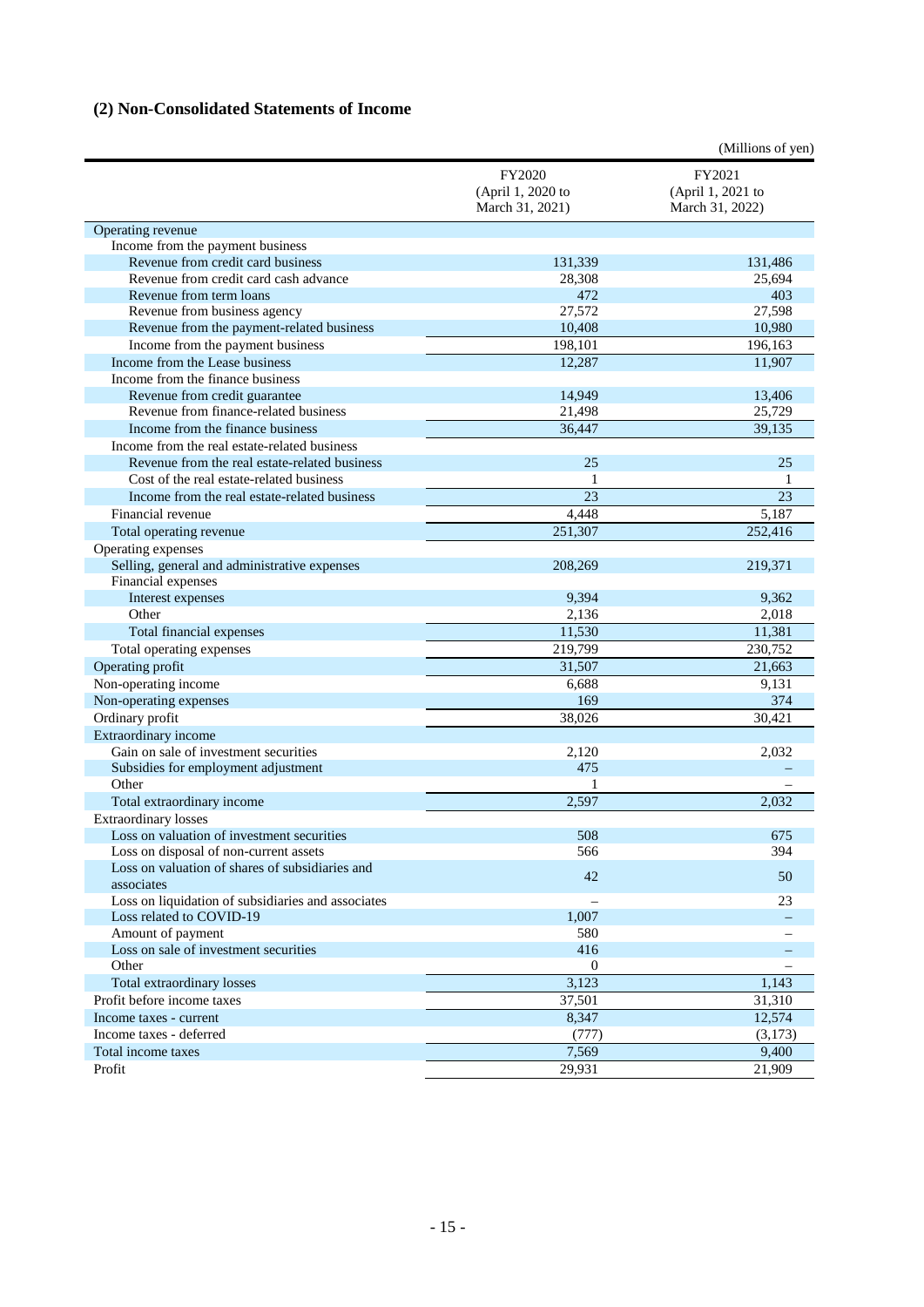## (2) Non-Consolidated Statements of Income

(Millions of yen)

| | FY2020 (April 1, 2020 to March 31, 2021) | FY2021 (April 1, 2021 to March 31, 2022) |
|---|---|---|
| Operating revenue | | |
| Income from the payment business | | |
| Revenue from credit card business | 131,339 | 131,486 |
| Revenue from credit card cash advance | 28,308 | 25,694 |
| Revenue from term loans | 472 | 403 |
| Revenue from business agency | 27,572 | 27,598 |
| Revenue from the payment-related business | 10,408 | 10,980 |
| Income from the payment business | 198,101 | 196,163 |
| Income from the Lease business | 12,287 | 11,907 |
| Income from the finance business | | |
| Revenue from credit guarantee | 14,949 | 13,406 |
| Revenue from finance-related business | 21,498 | 25,729 |
| Income from the finance business | 36,447 | 39,135 |
| Income from the real estate-related business | | |
| Revenue from the real estate-related business | 25 | 25 |
| Cost of the real estate-related business | 1 | 1 |
| Income from the real estate-related business | 23 | 23 |
| Financial revenue | 4,448 | 5,187 |
| Total operating revenue | 251,307 | 252,416 |
| Operating expenses | | |
| Selling, general and administrative expenses | 208,269 | 219,371 |
| Financial expenses | | |
| Interest expenses | 9,394 | 9,362 |
| Other | 2,136 | 2,018 |
| Total financial expenses | 11,530 | 11,381 |
| Total operating expenses | 219,799 | 230,752 |
| Operating profit | 31,507 | 21,663 |
| Non-operating income | 6,688 | 9,131 |
| Non-operating expenses | 169 | 374 |
| Ordinary profit | 38,026 | 30,421 |
| Extraordinary income | | |
| Gain on sale of investment securities | 2,120 | 2,032 |
| Subsidies for employment adjustment | 475 | – |
| Other | 1 | – |
| Total extraordinary income | 2,597 | 2,032 |
| Extraordinary losses | | |
| Loss on valuation of investment securities | 508 | 675 |
| Loss on disposal of non-current assets | 566 | 394 |
| Loss on valuation of shares of subsidiaries and associates | 42 | 50 |
| Loss on liquidation of subsidiaries and associates | – | 23 |
| Loss related to COVID-19 | 1,007 | – |
| Amount of payment | 580 | – |
| Loss on sale of investment securities | 416 | – |
| Other | 0 | – |
| Total extraordinary losses | 3,123 | 1,143 |
| Profit before income taxes | 37,501 | 31,310 |
| Income taxes - current | 8,347 | 12,574 |
| Income taxes - deferred | (777) | (3,173) |
| Total income taxes | 7,569 | 9,400 |
| Profit | 29,931 | 21,909 |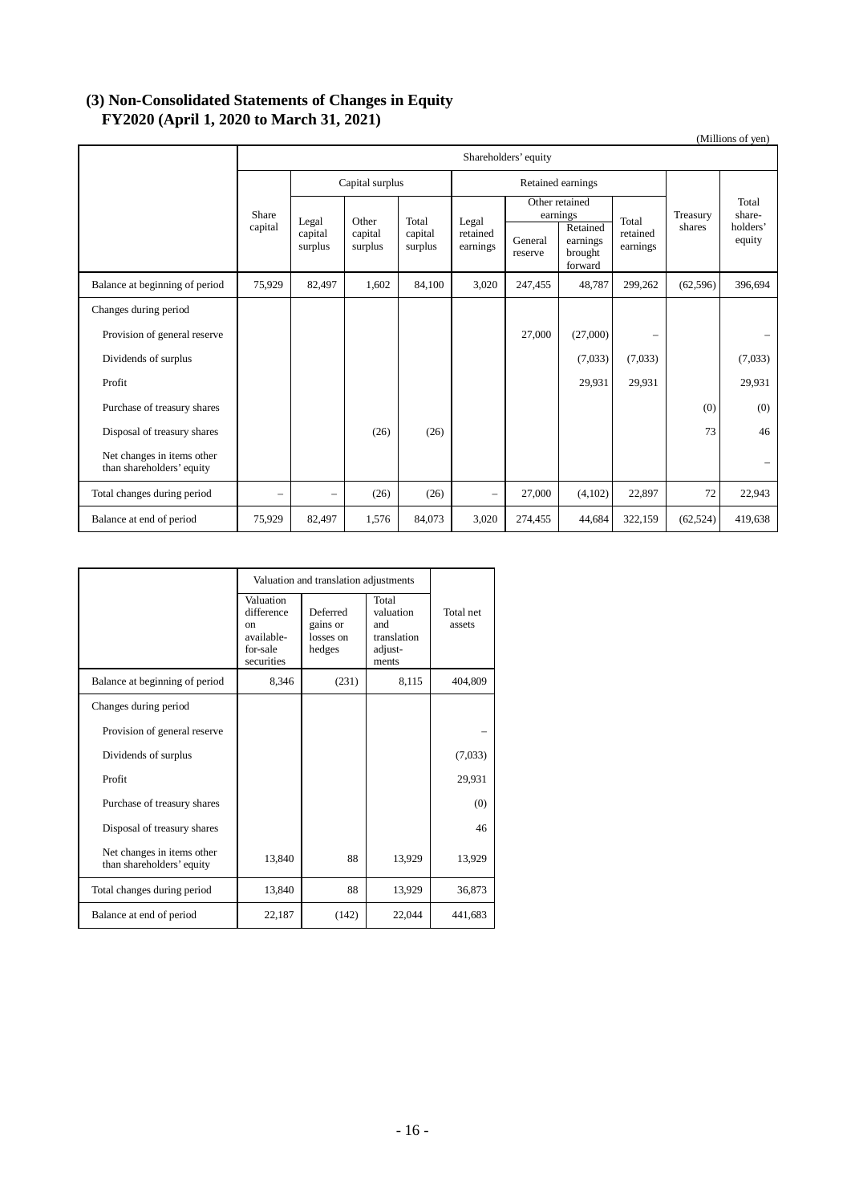## (3) Non-Consolidated Statements of Changes in Equity
## FY2020 (April 1, 2020 to March 31, 2021)

(Millions of yen)

| | Shareholders' equity | | | | | | | | | |
|---|---|---|---|---|---|---|---|---|---|---|
| | Share capital | Capital surplus | | | Retained earnings | | | | Treasury shares | Total shareholders' equity |
| | | Legal capital surplus | Other capital surplus | Total capital surplus | Legal retained earnings | Other retained earnings | | Total retained earnings | | |
| | | | | | | General reserve | Retained earnings brought forward | | | |
| Balance at beginning of period | 75,929 | 82,497 | 1,602 | 84,100 | 3,020 | 247,455 | 48,787 | 299,262 | (62,596) | 396,694 |
| Changes during period | | | | | | | | | | |
| Provision of general reserve | | | | | | 27,000 | (27,000) | – | | – |
| Dividends of surplus | | | | | | | (7,033) | (7,033) | | (7,033) |
| Profit | | | | | | | 29,931 | 29,931 | | 29,931 |
| Purchase of treasury shares | | | | | | | | | (0) | (0) |
| Disposal of treasury shares | | | (26) | (26) | | | | | 73 | 46 |
| Net changes in items other than shareholders' equity | | | | | | | | | | – |
| Total changes during period | – | – | (26) | (26) | – | 27,000 | (4,102) | 22,897 | 72 | 22,943 |
| Balance at end of period | 75,929 | 82,497 | 1,576 | 84,073 | 3,020 | 274,455 | 44,684 | 322,159 | (62,524) | 419,638 |

| | Valuation and translation adjustments | | | Total net assets |
|---|---|---|---|---|
| | Valuation difference on available-for-sale securities | Deferred gains or losses on hedges | Total valuation and translation adjustments | |
| Balance at beginning of period | 8,346 | (231) | 8,115 | 404,809 |
| Changes during period | | | | |
| Provision of general reserve | | | | – |
| Dividends of surplus | | | | (7,033) |
| Profit | | | | 29,931 |
| Purchase of treasury shares | | | | (0) |
| Disposal of treasury shares | | | | 46 |
| Net changes in items other than shareholders' equity | 13,840 | 88 | 13,929 | 13,929 |
| Total changes during period | 13,840 | 88 | 13,929 | 36,873 |
| Balance at end of period | 22,187 | (142) | 22,044 | 441,683 |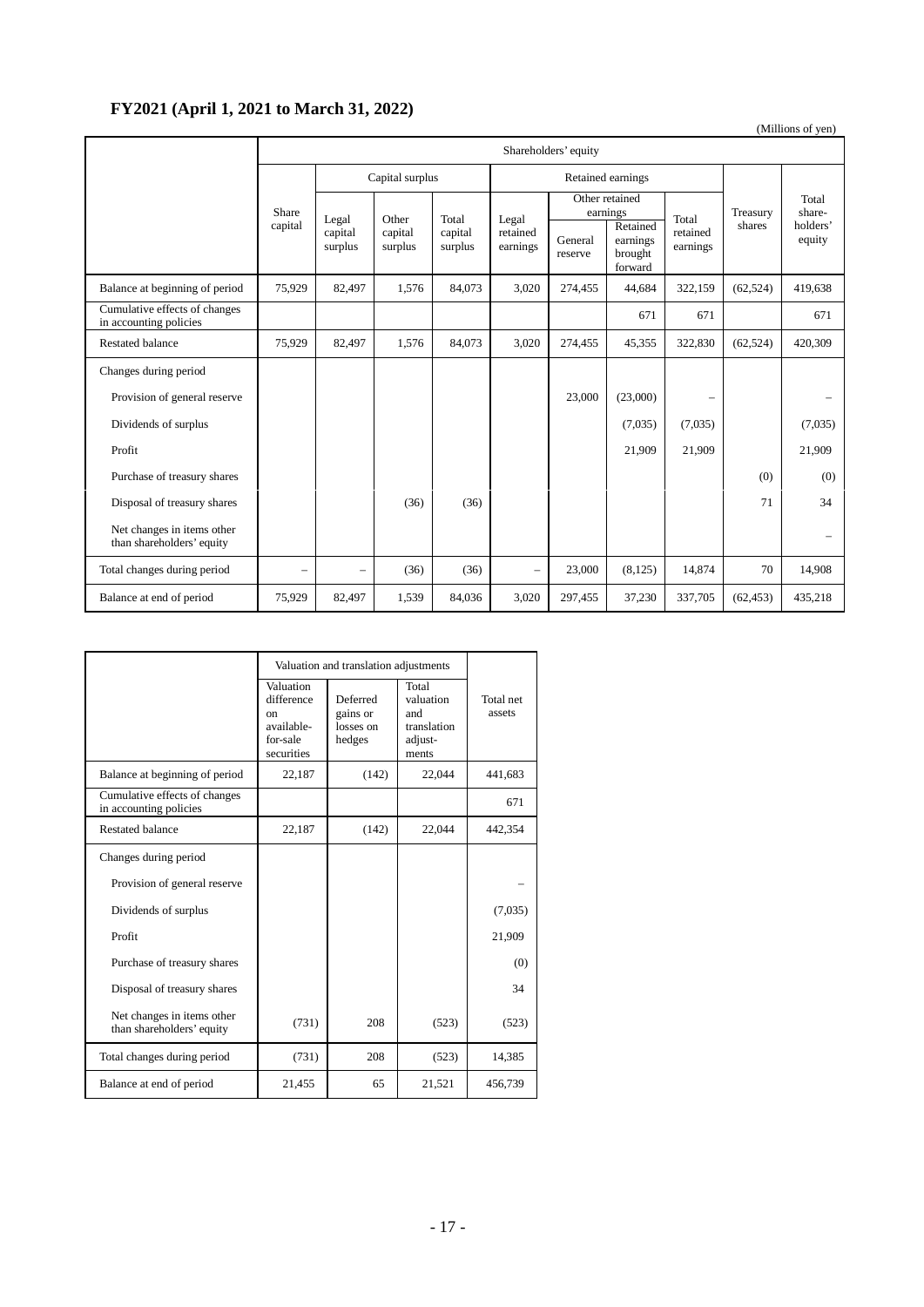## FY2021 (April 1, 2021 to March 31, 2022)

(Millions of yen)

| | Shareholders' equity | | | | | | | | | |
|---|---|---|---|---|---|---|---|---|---|---|
| | Share capital | Capital surplus | | | Retained earnings | | | | Treasury shares | Total share-holders' equity |
| | | Legal capital surplus | Other capital surplus | Total capital surplus | Legal retained earnings | Other retained earnings | | Total retained earnings | | |
| | | | | | | General reserve | Retained earnings brought forward | | | |
| Balance at beginning of period | 75,929 | 82,497 | 1,576 | 84,073 | 3,020 | 274,455 | 44,684 | 322,159 | (62,524) | 419,638 |
| Cumulative effects of changes in accounting policies | | | | | | | 671 | 671 | | 671 |
| Restated balance | 75,929 | 82,497 | 1,576 | 84,073 | 3,020 | 274,455 | 45,355 | 322,830 | (62,524) | 420,309 |
| Changes during period | | | | | | | | | | |
| Provision of general reserve | | | | | | 23,000 | (23,000) | – | | – |
| Dividends of surplus | | | | | | | (7,035) | (7,035) | | (7,035) |
| Profit | | | | | | | 21,909 | 21,909 | | 21,909 |
| Purchase of treasury shares | | | | | | | | | (0) | (0) |
| Disposal of treasury shares | | | (36) | (36) | | | | | 71 | 34 |
| Net changes in items other than shareholders' equity | | | | | | | | | | – |
| Total changes during period | – | – | (36) | (36) | – | 23,000 | (8,125) | 14,874 | 70 | 14,908 |
| Balance at end of period | 75,929 | 82,497 | 1,539 | 84,036 | 3,020 | 297,455 | 37,230 | 337,705 | (62,453) | 435,218 |

| | Valuation and translation adjustments | | | Total net assets |
|---|---|---|---|---|
| | Valuation difference on available-for-sale securities | Deferred gains or losses on hedges | Total valuation and translation adjust-ments | |
| Balance at beginning of period | 22,187 | (142) | 22,044 | 441,683 |
| Cumulative effects of changes in accounting policies | | | | 671 |
| Restated balance | 22,187 | (142) | 22,044 | 442,354 |
| Changes during period | | | | |
| Provision of general reserve | | | | – |
| Dividends of surplus | | | | (7,035) |
| Profit | | | | 21,909 |
| Purchase of treasury shares | | | | (0) |
| Disposal of treasury shares | | | | 34 |
| Net changes in items other than shareholders' equity | (731) | 208 | (523) | (523) |
| Total changes during period | (731) | 208 | (523) | 14,385 |
| Balance at end of period | 21,455 | 65 | 21,521 | 456,739 |